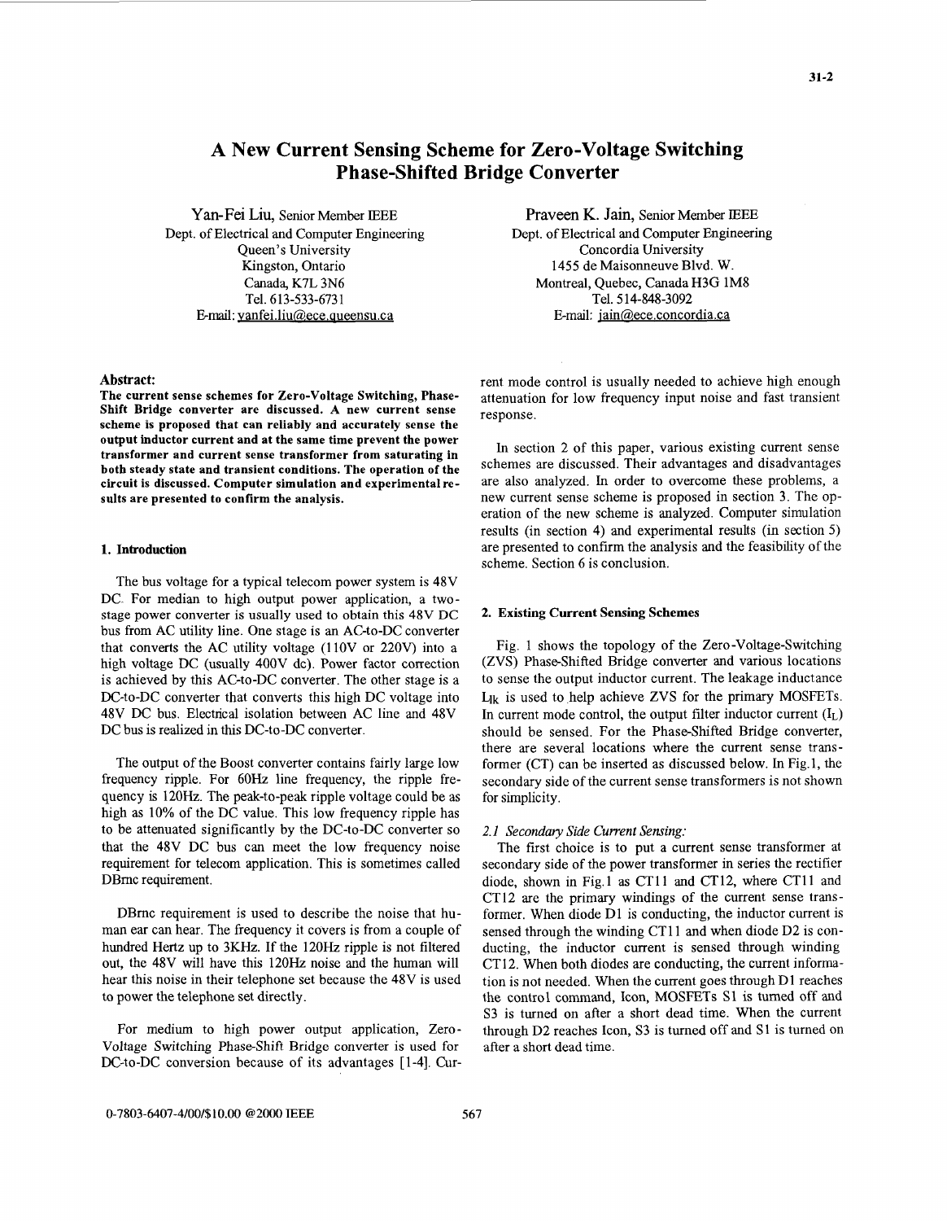# A New Current Sensing Scheme for Zero-Voltage Switching Phase-Shifted Bridge Converter

Yan-Fei Liu, Senior Member IEEE
Dept. of Electrical and Computer Engineering
Queen's University
Kingston, Ontario
Canada, K7L 3N6
Tel. 613-533-6731
E-mail: yanfei.liu@ece.queensu.ca

Praveen K. Jain, Senior Member IEEE
Dept. of Electrical and Computer Engineering
Concordia University
1455 de Maisonneuve Blvd. W.
Montreal, Quebec, Canada H3G 1M8
Tel. 514-848-3092
E-mail: jain@ece.concordia.ca

**Abstract:**

**The current sense schemes for Zero-Voltage Switching, Phase-Shift Bridge converter are discussed. A new current sense scheme is proposed that can reliably and accurately sense the output inductor current and at the same time prevent the power transformer and current sense transformer from saturating in both steady state and transient conditions. The operation of the circuit is discussed. Computer simulation and experimental results are presented to confirm the analysis.**

## 1. Introduction

The bus voltage for a typical telecom power system is 48V DC. For median to high output power application, a two-stage power converter is usually used to obtain this 48V DC bus from AC utility line. One stage is an AC-to-DC converter that converts the AC utility voltage (110V or 220V) into a high voltage DC (usually 400V dc). Power factor correction is achieved by this AC-to-DC converter. The other stage is a DC-to-DC converter that converts this high DC voltage into 48V DC bus. Electrical isolation between AC line and 48V DC bus is realized in this DC-to-DC converter.

The output of the Boost converter contains fairly large low frequency ripple. For 60Hz line frequency, the ripple frequency is 120Hz. The peak-to-peak ripple voltage could be as high as 10% of the DC value. This low frequency ripple has to be attenuated significantly by the DC-to-DC converter so that the 48V DC bus can meet the low frequency noise requirement for telecom application. This is sometimes called DBrnc requirement.

DBrnc requirement is used to describe the noise that human ear can hear. The frequency it covers is from a couple of hundred Hertz up to 3KHz. If the 120Hz ripple is not filtered out, the 48V will have this 120Hz noise and the human will hear this noise in their telephone set because the 48V is used to power the telephone set directly.

For medium to high power output application, Zero-Voltage Switching Phase-Shift Bridge converter is used for DC-to-DC conversion because of its advantages [1-4]. Current mode control is usually needed to achieve high enough attenuation for low frequency input noise and fast transient response.

In section 2 of this paper, various existing current sense schemes are discussed. Their advantages and disadvantages are also analyzed. In order to overcome these problems, a new current sense scheme is proposed in section 3. The operation of the new scheme is analyzed. Computer simulation results (in section 4) and experimental results (in section 5) are presented to confirm the analysis and the feasibility of the scheme. Section 6 is conclusion.

## 2. Existing Current Sensing Schemes

Fig. 1 shows the topology of the Zero-Voltage-Switching (ZVS) Phase-Shifted Bridge converter and various locations to sense the output inductor current. The leakage inductance $L_{lk}$ is used to help achieve ZVS for the primary MOSFETs. In current mode control, the output filter inductor current ($I_L$) should be sensed. For the Phase-Shifted Bridge converter, there are several locations where the current sense transformer (CT) can be inserted as discussed below. In Fig.1, the secondary side of the current sense transformers is not shown for simplicity.

### *2.1 Secondary Side Current Sensing:*

The first choice is to put a current sense transformer at secondary side of the power transformer in series the rectifier diode, shown in Fig.1 as CT11 and CT12, where CT11 and CT12 are the primary windings of the current sense transformer. When diode D1 is conducting, the inductor current is sensed through the winding CT11 and when diode D2 is conducting, the inductor current is sensed through winding CT12. When both diodes are conducting, the current information is not needed. When the current goes through D1 reaches the control command, Icon, MOSFETs S1 is turned off and S3 is turned on after a short dead time. When the current through D2 reaches Icon, S3 is turned off and S1 is turned on after a short dead time.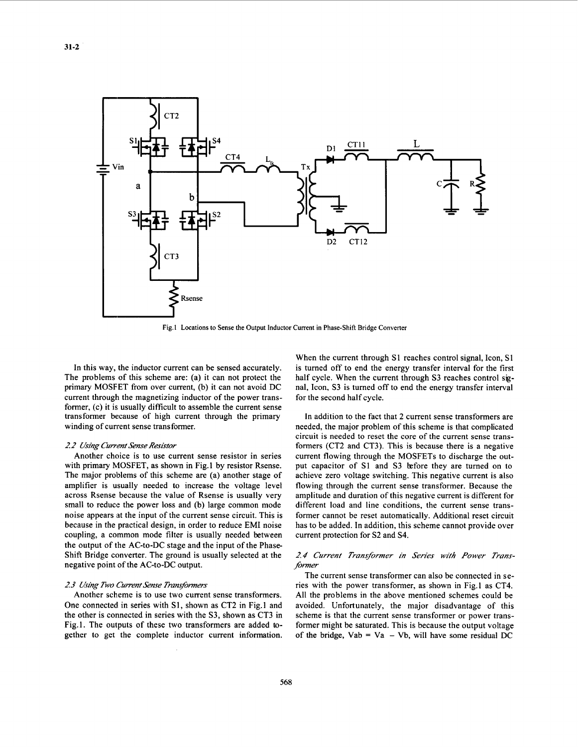Fig.1 Locations to Sense the Output Inductor Current in Phase-Shift Bridge Converter

In this way, the inductor current can be sensed accurately. The problems of this scheme are: (a) it can not protect the primary MOSFET from over current, (b) it can not avoid DC current through the magnetizing inductor of the power transformer, (c) it is usually difficult to assemble the current sense transformer because of high current through the primary winding of current sense transformer.

### *2.2 Using Current Sense Resistor*

Another choice is to use current sense resistor in series with primary MOSFET, as shown in Fig.1 by resistor Rsense. The major problems of this scheme are (a) another stage of amplifier is usually needed to increase the voltage level across Rsense because the value of Rsense is usually very small to reduce the power loss and (b) large common mode noise appears at the input of the current sense circuit. This is because in the practical design, in order to reduce EMI noise coupling, a common mode filter is usually needed between the output of the AC-to-DC stage and the input of the Phase-Shift Bridge converter. The ground is usually selected at the negative point of the AC-to-DC output.

### *2.3 Using Two Current Sense Transformers*

Another scheme is to use two current sense transformers. One connected in series with S1, shown as CT2 in Fig.1 and the other is connected in series with the S3, shown as CT3 in Fig.1. The outputs of these two transformers are added together to get the complete inductor current information. When the current through S1 reaches control signal, Icon, S1 is turned off to end the energy transfer interval for the first half cycle. When the current through S3 reaches control signal, Icon, S3 is turned off to end the energy transfer interval for the second half cycle.

In addition to the fact that 2 current sense transformers are needed, the major problem of this scheme is that complicated circuit is needed to reset the core of the current sense transformers (CT2 and CT3). This is because there is a negative current flowing through the MOSFETs to discharge the output capacitor of S1 and S3 before they are turned on to achieve zero voltage switching. This negative current is also flowing through the current sense transformer. Because the amplitude and duration of this negative current is different for different load and line conditions, the current sense transformer cannot be reset automatically. Additional reset circuit has to be added. In addition, this scheme cannot provide over current protection for S2 and S4.

### *2.4 Current Transformer in Series with Power Transformer*

The current sense transformer can also be connected in series with the power transformer, as shown in Fig.1 as CT4. All the problems in the above mentioned schemes could be avoided. Unfortunately, the major disadvantage of this scheme is that the current sense transformer or power transformer might be saturated. This is because the output voltage of the bridge, Vab = Va − Vb, will have some residual DC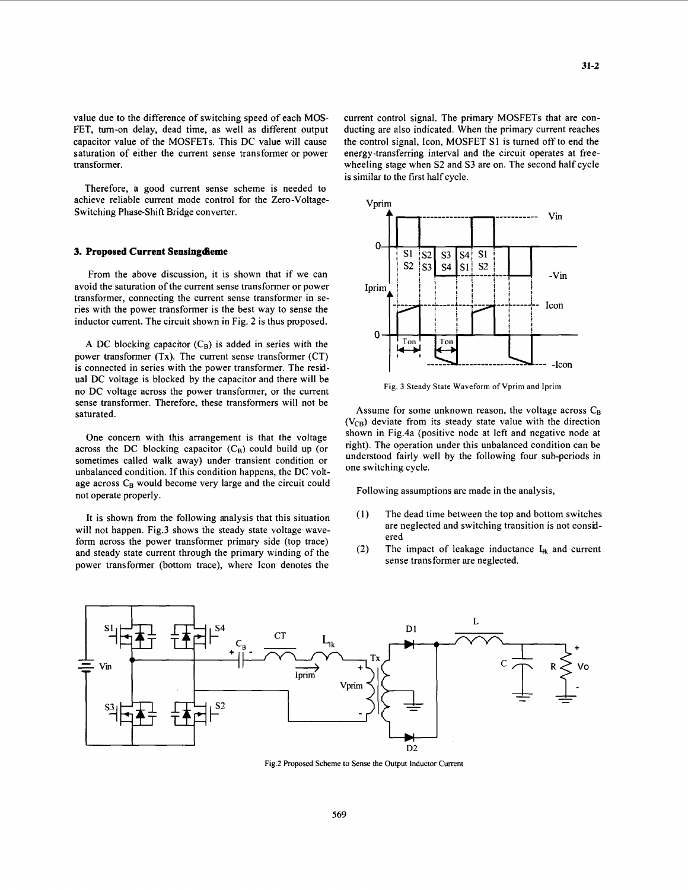value due to the difference of switching speed of each MOSFET, turn-on delay, dead time, as well as different output capacitor value of the MOSFETs. This DC value will cause saturation of either the current sense transformer or power transformer.

Therefore, a good current sense scheme is needed to achieve reliable current mode control for the Zero-Voltage-Switching Phase-Shift Bridge converter.

### 3. Proposed Current Sensing Scheme

From the above discussion, it is shown that if we can avoid the saturation of the current sense transformer or power transformer, connecting the current sense transformer in series with the power transformer is the best way to sense the inductor current. The circuit shown in Fig. 2 is thus proposed.

A DC blocking capacitor ($C_B$) is added in series with the power transformer (Tx). The current sense transformer (CT) is connected in series with the power transformer. The residual DC voltage is blocked by the capacitor and there will be no DC voltage across the power transformer, or the current sense transformer. Therefore, these transformers will not be saturated.

One concern with this arrangement is that the voltage across the DC blocking capacitor ($C_B$) could build up (or sometimes called walk away) under transient condition or unbalanced condition. If this condition happens, the DC voltage across $C_B$ would become very large and the circuit could not operate properly.

It is shown from the following analysis that this situation will not happen. Fig.3 shows the steady state voltage waveform across the power transformer primary side (top trace) and steady state current through the primary winding of the power transformer (bottom trace), where Icon denotes the current control signal. The primary MOSFETs that are conducting are also indicated. When the primary current reaches the control signal, Icon, MOSFET S1 is turned off to end the energy-transferring interval and the circuit operates at free-wheeling stage when S2 and S3 are on. The second half cycle is similar to the first half cycle.

Fig. 3 Steady State Waveform of Vprim and Iprim

Assume for some unknown reason, the voltage across $C_B$ ($V_{CB}$) deviate from its steady state value with the direction shown in Fig.4a (positive node at left and negative node at right). The operation under this unbalanced condition can be understood fairly well by the following four sub-periods in one switching cycle.

Following assumptions are made in the analysis,

(1) The dead time between the top and bottom switches are neglected and switching transition is not considered
(2) The impact of leakage inductance $L_{lk}$ and current sense transformer are neglected.

Fig.2 Proposed Scheme to Sense the Output Inductor Current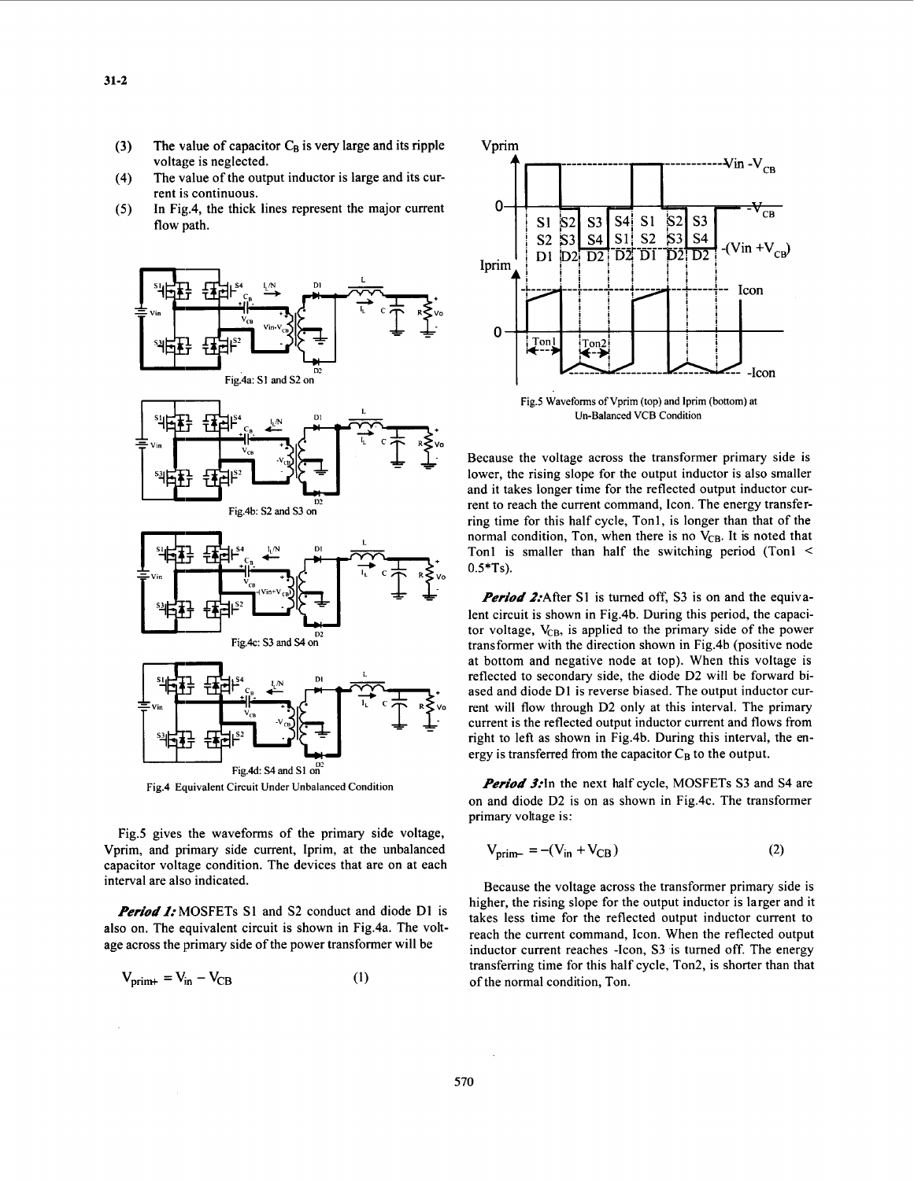(3) The value of capacitor $C_B$ is very large and its ripple voltage is neglected.

(4) The value of the output inductor is large and its current is continuous.

(5) In Fig.4, the thick lines represent the major current flow path.

Fig.4a: S1 and S2 on

Fig.4b: S2 and S3 on

Fig.4c: S3 and S4 on

Fig.4d: S4 and S1 on

Fig.4 Equivalent Circuit Under Unbalanced Condition

Fig.5 gives the waveforms of the primary side voltage, Vprim, and primary side current, Iprim, at the unbalanced capacitor voltage condition. The devices that are on at each interval are also indicated.

***Period 1:*** MOSFETs S1 and S2 conduct and diode D1 is also on. The equivalent circuit is shown in Fig.4a. The voltage across the primary side of the power transformer will be

$$V_{prim+} = V_{in} - V_{CB} \tag{1}$$

Fig.5 Waveforms of Vprim (top) and Iprim (bottom) at Un-Balanced VCB Condition

Because the voltage across the transformer primary side is lower, the rising slope for the output inductor is also smaller and it takes longer time for the reflected output inductor current to reach the current command, Icon. The energy transferring time for this half cycle, Ton1, is longer than that of the normal condition, Ton, when there is no $V_{CB}$. It is noted that Ton1 is smaller than half the switching period (Ton1 < 0.5*Ts).

***Period 2:*** After S1 is turned off, S3 is on and the equivalent circuit is shown in Fig.4b. During this period, the capacitor voltage, $V_{CB}$, is applied to the primary side of the power transformer with the direction shown in Fig.4b (positive node at bottom and negative node at top). When this voltage is reflected to secondary side, the diode D2 will be forward biased and diode D1 is reverse biased. The output inductor current will flow through D2 only at this interval. The primary current is the reflected output inductor current and flows from right to left as shown in Fig.4b. During this interval, the energy is transferred from the capacitor $C_B$ to the output.

***Period 3:*** In the next half cycle, MOSFETs S3 and S4 are on and diode D2 is on as shown in Fig.4c. The transformer primary voltage is:

$$V_{prim-} = -(V_{in} + V_{CB}) \tag{2}$$

Because the voltage across the transformer primary side is higher, the rising slope for the output inductor is larger and it takes less time for the reflected output inductor current to reach the current command, Icon. When the reflected output inductor current reaches -Icon, S3 is turned off. The energy transferring time for this half cycle, Ton2, is shorter than that of the normal condition, Ton.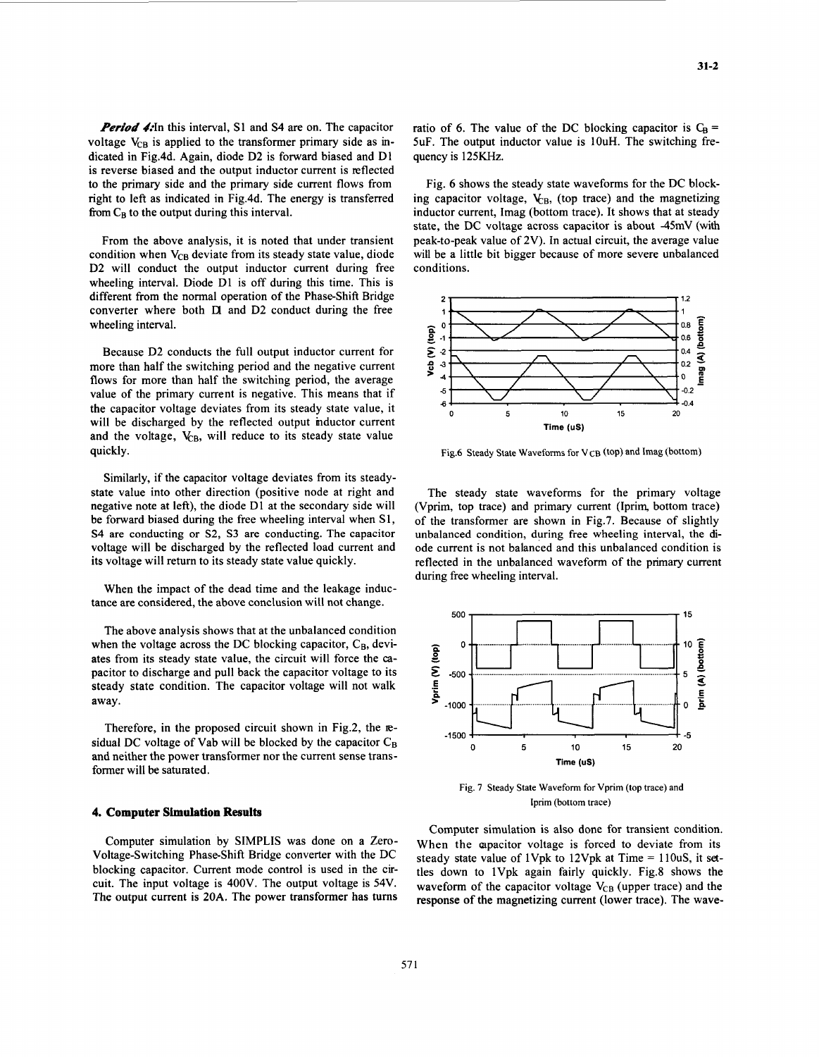***Period 4:*** In this interval, S1 and S4 are on. The capacitor voltage $V_{CB}$ is applied to the transformer primary side as indicated in Fig.4d. Again, diode D2 is forward biased and D1 is reverse biased and the output inductor current is reflected to the primary side and the primary side current flows from right to left as indicated in Fig.4d. The energy is transferred from $C_B$ to the output during this interval.

From the above analysis, it is noted that under transient condition when $V_{CB}$ deviate from its steady state value, diode D2 will conduct the output inductor current during free wheeling interval. Diode D1 is off during this time. This is different from the normal operation of the Phase-Shift Bridge converter where both D1 and D2 conduct during the free wheeling interval.

Because D2 conducts the full output inductor current for more than half the switching period and the negative current flows for more than half the switching period, the average value of the primary current is negative. This means that if the capacitor voltage deviates from its steady state value, it will be discharged by the reflected output inductor current and the voltage, $V_{CB}$, will reduce to its steady state value quickly.

Similarly, if the capacitor voltage deviates from its steady-state value into other direction (positive node at right and negative note at left), the diode D1 at the secondary side will be forward biased during the free wheeling interval when S1, S4 are conducting or S2, S3 are conducting. The capacitor voltage will be discharged by the reflected load current and its voltage will return to its steady state value quickly.

When the impact of the dead time and the leakage inductance are considered, the above conclusion will not change.

The above analysis shows that at the unbalanced condition when the voltage across the DC blocking capacitor, $C_B$, deviates from its steady state value, the circuit will force the capacitor to discharge and pull back the capacitor voltage to its steady state condition. The capacitor voltage will not walk away.

Therefore, in the proposed circuit shown in Fig.2, the residual DC voltage of Vab will be blocked by the capacitor $C_B$ and neither the power transformer nor the current sense transformer will be saturated.

## 4. Computer Simulation Results

Computer simulation by SIMPLIS was done on a Zero-Voltage-Switching Phase-Shift Bridge converter with the DC blocking capacitor. Current mode control is used in the circuit. The input voltage is 400V. The output voltage is 54V. The output current is 20A. The power transformer has turns ratio of 6. The value of the DC blocking capacitor is $C_B$ = 5uF. The output inductor value is 10uH. The switching frequency is 125KHz.

Fig. 6 shows the steady state waveforms for the DC blocking capacitor voltage, $V_{CB}$, (top trace) and the magnetizing inductor current, Imag (bottom trace). It shows that at steady state, the DC voltage across capacitor is about -45mV (with peak-to-peak value of 2V). In actual circuit, the average value will be a little bit bigger because of more severe unbalanced conditions.

Fig.6 Steady State Waveforms for $V_{CB}$ (top) and Imag (bottom)

The steady state waveforms for the primary voltage (Vprim, top trace) and primary current (Iprim, bottom trace) of the transformer are shown in Fig.7. Because of slightly unbalanced condition, during free wheeling interval, the diode current is not balanced and this unbalanced condition is reflected in the unbalanced waveform of the primary current during free wheeling interval.

Fig. 7 Steady State Waveform for Vprim (top trace) and Iprim (bottom trace)

Computer simulation is also done for transient condition. When the capacitor voltage is forced to deviate from its steady state value of 1Vpk to 12Vpk at Time = 110uS, it settles down to 1Vpk again fairly quickly. Fig.8 shows the waveform of the capacitor voltage $V_{CB}$ (upper trace) and the response of the magnetizing current (lower trace). The wave-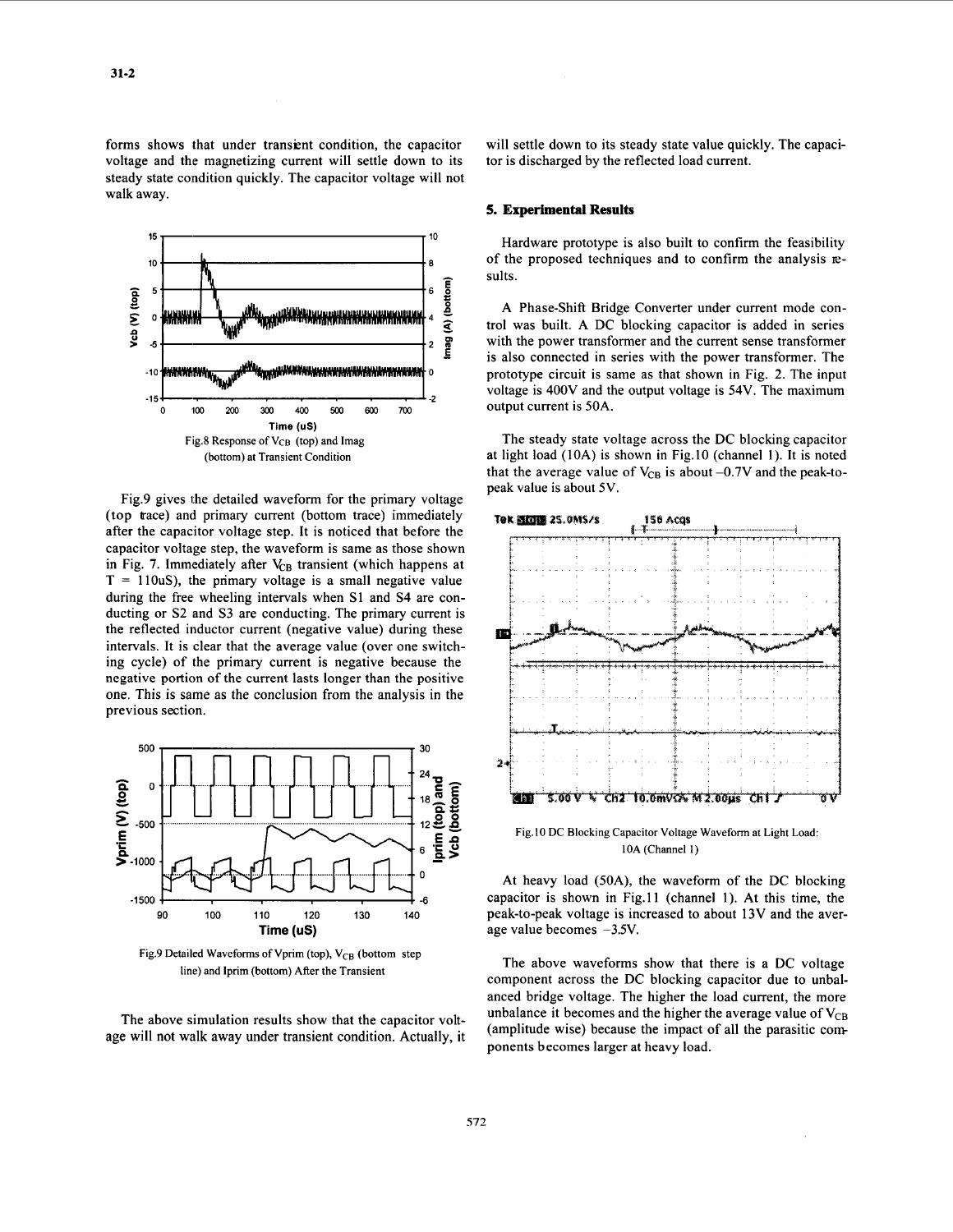forms shows that under transient condition, the capacitor voltage and the magnetizing current will settle down to its steady state condition quickly. The capacitor voltage will not walk away.

Fig.8 Response of $V_{CB}$ (top) and Imag (bottom) at Transient Condition

Fig.9 gives the detailed waveform for the primary voltage (top trace) and primary current (bottom trace) immediately after the capacitor voltage step. It is noticed that before the capacitor voltage step, the waveform is same as those shown in Fig. 7. Immediately after $V_{CB}$ transient (which happens at T = 110uS), the primary voltage is a small negative value during the free wheeling intervals when S1 and S4 are conducting or S2 and S3 are conducting. The primary current is the reflected inductor current (negative value) during these intervals. It is clear that the average value (over one switching cycle) of the primary current is negative because the negative portion of the current lasts longer than the positive one. This is same as the conclusion from the analysis in the previous section.

Fig.9 Detailed Waveforms of Vprim (top), $V_{CB}$ (bottom step line) and Iprim (bottom) After the Transient

The above simulation results show that the capacitor voltage will not walk away under transient condition. Actually, it will settle down to its steady state value quickly. The capacitor is discharged by the reflected load current.

## 5. Experimental Results

Hardware prototype is also built to confirm the feasibility of the proposed techniques and to confirm the analysis results.

A Phase-Shift Bridge Converter under current mode control was built. A DC blocking capacitor is added in series with the power transformer and the current sense transformer is also connected in series with the power transformer. The prototype circuit is same as that shown in Fig. 2. The input voltage is 400V and the output voltage is 54V. The maximum output current is 50A.

The steady state voltage across the DC blocking capacitor at light load (10A) is shown in Fig.10 (channel 1). It is noted that the average value of $V_{CB}$ is about –0.7V and the peak-to-peak value is about 5V.

Fig.10 DC Blocking Capacitor Voltage Waveform at Light Load: 10A (Channel 1)

At heavy load (50A), the waveform of the DC blocking capacitor is shown in Fig.11 (channel 1). At this time, the peak-to-peak voltage is increased to about 13V and the average value becomes –3.5V.

The above waveforms show that there is a DC voltage component across the DC blocking capacitor due to unbalanced bridge voltage. The higher the load current, the more unbalance it becomes and the higher the average value of $V_{CB}$ (amplitude wise) because the impact of all the parasitic components becomes larger at heavy load.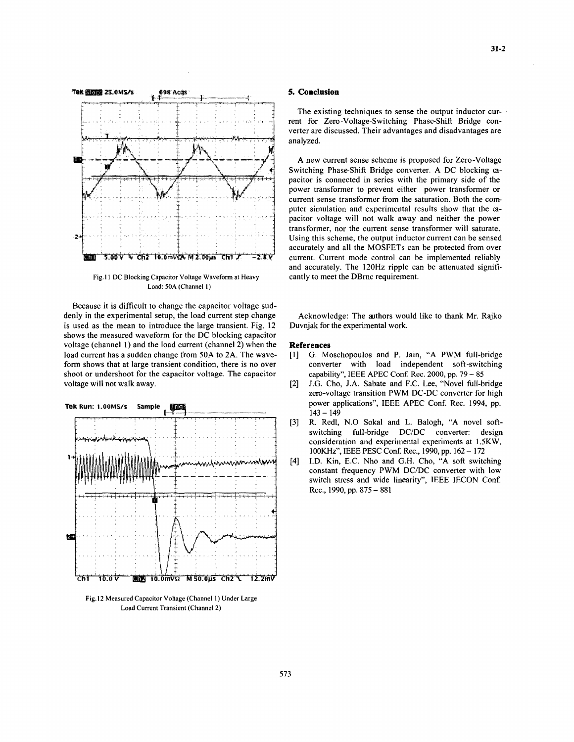Tek Stop 25.0MS/s 698 Acqs

Ch1 5.00 V Ch2 10.0mVΩ M 2.00µs Ch1 ↗ -2.8 V

Fig.11 DC Blocking Capacitor Voltage Waveform at Heavy Load: 50A (Channel 1)

Because it is difficult to change the capacitor voltage suddenly in the experimental setup, the load current step change is used as the mean to introduce the large transient. Fig. 12 shows the measured waveform for the DC blocking capacitor voltage (channel 1) and the load current (channel 2) when the load current has a sudden change from 50A to 2A. The waveform shows that at large transient condition, there is no over shoot or undershoot for the capacitor voltage. The capacitor voltage will not walk away.

Tek Run: 1.00MS/s Sample Trig?

Ch1 10.0 V Ch2 10.0mVΩ M 50.0µs Ch2 ↘ 12.2mV

Fig.12 Measured Capacitor Voltage (Channel 1) Under Large Load Current Transient (Channel 2)

## 5. Conclusion

The existing techniques to sense the output inductor current for Zero-Voltage-Switching Phase-Shift Bridge converter are discussed. Their advantages and disadvantages are analyzed.

A new current sense scheme is proposed for Zero-Voltage Switching Phase-Shift Bridge converter. A DC blocking capacitor is connected in series with the primary side of the power transformer to prevent either power transformer or current sense transformer from the saturation. Both the computer simulation and experimental results show that the capacitor voltage will not walk away and neither the power transformer, nor the current sense transformer will saturate. Using this scheme, the output inductor current can be sensed accurately and all the MOSFETs can be protected from over current. Current mode control can be implemented reliably and accurately. The 120Hz ripple can be attenuated significantly to meet the DBrnc requirement.

Acknowledge: The authors would like to thank Mr. Rajko Duvnjak for the experimental work.

## References

[1] G. Moschopoulos and P. Jain, "A PWM full-bridge converter with load independent soft-switching capability", IEEE APEC Conf. Rec. 2000, pp. 79 – 85

[2] J.G. Cho, J.A. Sabate and F.C. Lee, "Novel full-bridge zero-voltage transition PWM DC-DC converter for high power applications", IEEE APEC Conf. Rec. 1994, pp. 143 – 149

[3] R. Redl, N.O Sokal and L. Balogh, "A novel soft-switching full-bridge DC/DC converter: design consideration and experimental experiments at 1.5KW, 100KHz", IEEE PESC Conf. Rec., 1990, pp. 162 – 172

[4] I.D. Kin, E.C. Nho and G.H. Cho, "A soft switching constant frequency PWM DC/DC converter with low switch stress and wide linearity", IEEE IECON Conf. Rec., 1990, pp. 875 – 881